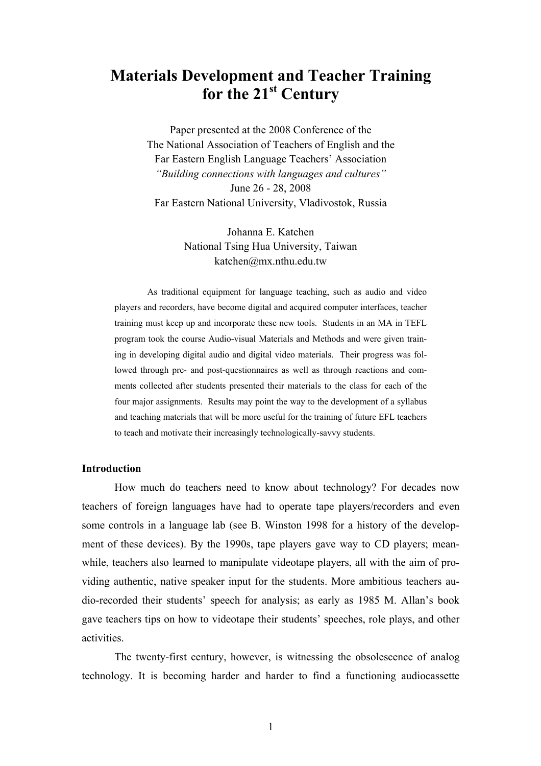# Materials Development and Teacher Training for the 21st Century

Paper presented at the 2008 Conference of the
The National Association of Teachers of English and the
Far Eastern English Language Teachers' Association
*"Building connections with languages and cultures"*
June 26 - 28, 2008
Far Eastern National University, Vladivostok, Russia

Johanna E. Katchen
National Tsing Hua University, Taiwan
katchen@mx.nthu.edu.tw

As traditional equipment for language teaching, such as audio and video players and recorders, have become digital and acquired computer interfaces, teacher training must keep up and incorporate these new tools. Students in an MA in TEFL program took the course Audio-visual Materials and Methods and were given training in developing digital audio and digital video materials. Their progress was followed through pre- and post-questionnaires as well as through reactions and comments collected after students presented their materials to the class for each of the four major assignments. Results may point the way to the development of a syllabus and teaching materials that will be more useful for the training of future EFL teachers to teach and motivate their increasingly technologically-savvy students.

**Introduction**

How much do teachers need to know about technology? For decades now teachers of foreign languages have had to operate tape players/recorders and even some controls in a language lab (see B. Winston 1998 for a history of the development of these devices). By the 1990s, tape players gave way to CD players; meanwhile, teachers also learned to manipulate videotape players, all with the aim of providing authentic, native speaker input for the students. More ambitious teachers audio-recorded their students' speech for analysis; as early as 1985 M. Allan's book gave teachers tips on how to videotape their students' speeches, role plays, and other activities.

The twenty-first century, however, is witnessing the obsolescence of analog technology. It is becoming harder and harder to find a functioning audiocassette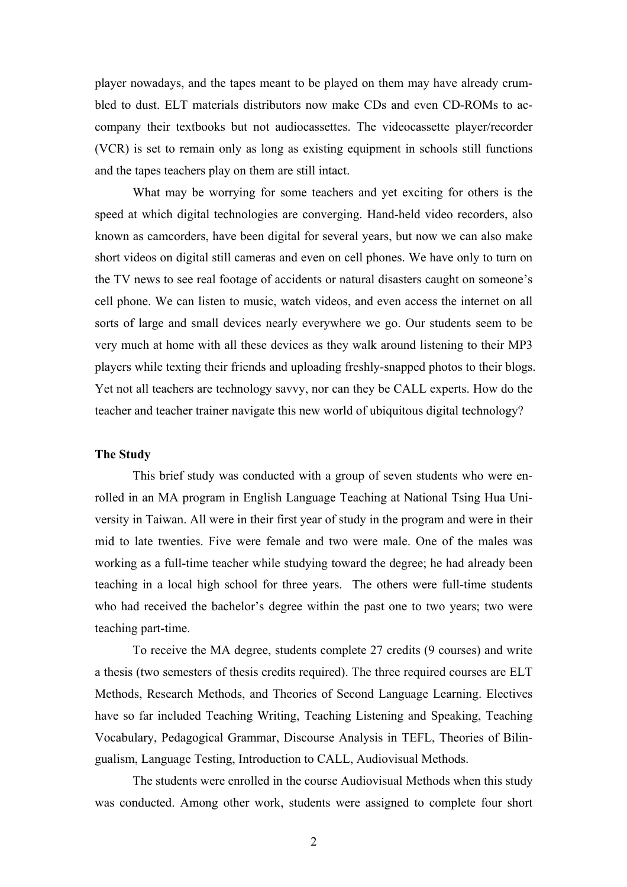player nowadays, and the tapes meant to be played on them may have already crumbled to dust. ELT materials distributors now make CDs and even CD-ROMs to accompany their textbooks but not audiocassettes. The videocassette player/recorder (VCR) is set to remain only as long as existing equipment in schools still functions and the tapes teachers play on them are still intact.

What may be worrying for some teachers and yet exciting for others is the speed at which digital technologies are converging. Hand-held video recorders, also known as camcorders, have been digital for several years, but now we can also make short videos on digital still cameras and even on cell phones. We have only to turn on the TV news to see real footage of accidents or natural disasters caught on someone's cell phone. We can listen to music, watch videos, and even access the internet on all sorts of large and small devices nearly everywhere we go. Our students seem to be very much at home with all these devices as they walk around listening to their MP3 players while texting their friends and uploading freshly-snapped photos to their blogs. Yet not all teachers are technology savvy, nor can they be CALL experts. How do the teacher and teacher trainer navigate this new world of ubiquitous digital technology?

**The Study**

This brief study was conducted with a group of seven students who were enrolled in an MA program in English Language Teaching at National Tsing Hua University in Taiwan. All were in their first year of study in the program and were in their mid to late twenties. Five were female and two were male. One of the males was working as a full-time teacher while studying toward the degree; he had already been teaching in a local high school for three years. The others were full-time students who had received the bachelor's degree within the past one to two years; two were teaching part-time.

To receive the MA degree, students complete 27 credits (9 courses) and write a thesis (two semesters of thesis credits required). The three required courses are ELT Methods, Research Methods, and Theories of Second Language Learning. Electives have so far included Teaching Writing, Teaching Listening and Speaking, Teaching Vocabulary, Pedagogical Grammar, Discourse Analysis in TEFL, Theories of Bilingualism, Language Testing, Introduction to CALL, Audiovisual Methods.

The students were enrolled in the course Audiovisual Methods when this study was conducted. Among other work, students were assigned to complete four short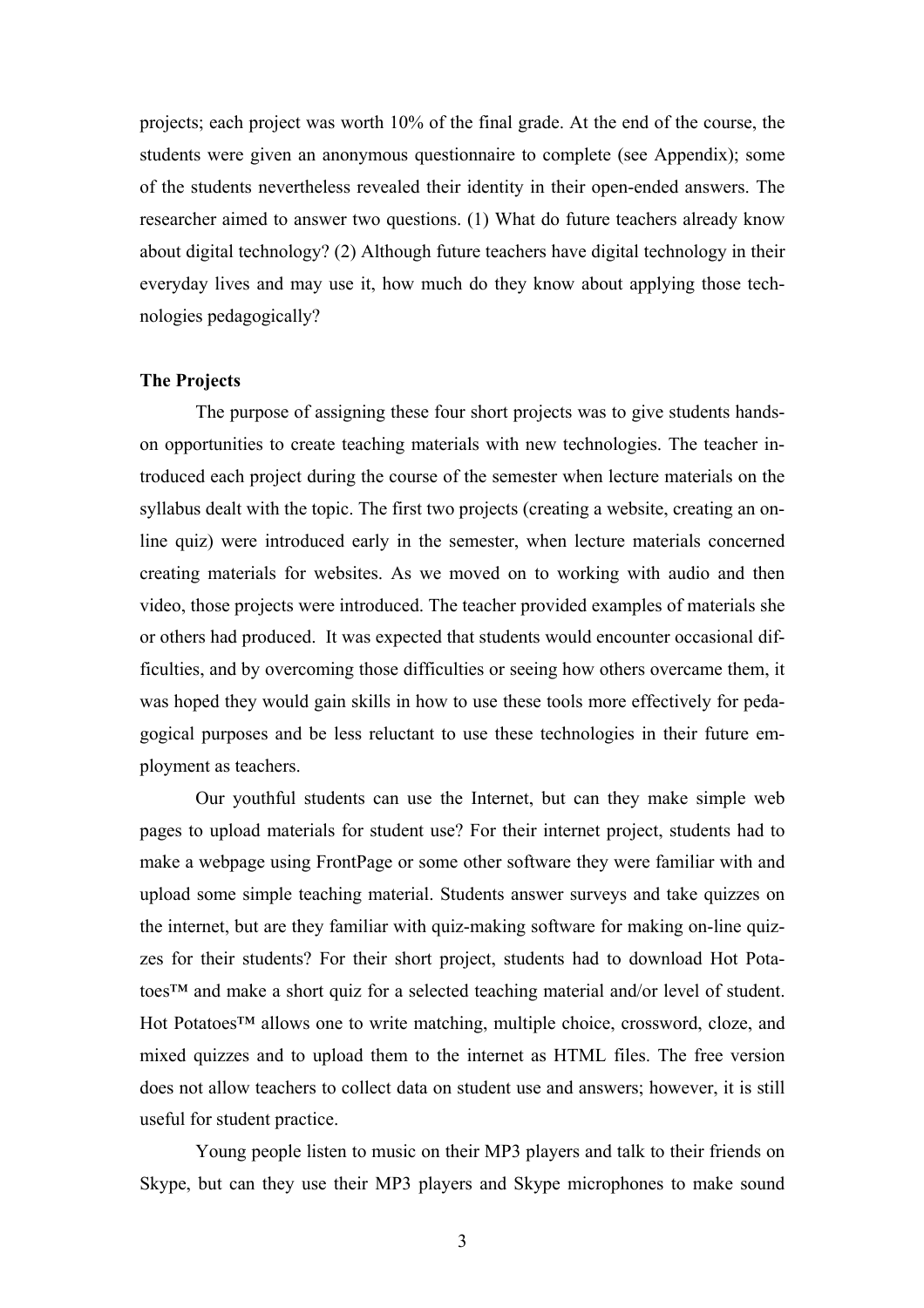projects; each project was worth 10% of the final grade. At the end of the course, the students were given an anonymous questionnaire to complete (see Appendix); some of the students nevertheless revealed their identity in their open-ended answers. The researcher aimed to answer two questions. (1) What do future teachers already know about digital technology? (2) Although future teachers have digital technology in their everyday lives and may use it, how much do they know about applying those technologies pedagogically?

**The Projects**

The purpose of assigning these four short projects was to give students hands-on opportunities to create teaching materials with new technologies. The teacher introduced each project during the course of the semester when lecture materials on the syllabus dealt with the topic. The first two projects (creating a website, creating an on-line quiz) were introduced early in the semester, when lecture materials concerned creating materials for websites. As we moved on to working with audio and then video, those projects were introduced. The teacher provided examples of materials she or others had produced. It was expected that students would encounter occasional difficulties, and by overcoming those difficulties or seeing how others overcame them, it was hoped they would gain skills in how to use these tools more effectively for pedagogical purposes and be less reluctant to use these technologies in their future employment as teachers.

Our youthful students can use the Internet, but can they make simple web pages to upload materials for student use? For their internet project, students had to make a webpage using FrontPage or some other software they were familiar with and upload some simple teaching material. Students answer surveys and take quizzes on the internet, but are they familiar with quiz-making software for making on-line quizzes for their students? For their short project, students had to download Hot Potatoes™ and make a short quiz for a selected teaching material and/or level of student. Hot Potatoes™ allows one to write matching, multiple choice, crossword, cloze, and mixed quizzes and to upload them to the internet as HTML files. The free version does not allow teachers to collect data on student use and answers; however, it is still useful for student practice.

Young people listen to music on their MP3 players and talk to their friends on Skype, but can they use their MP3 players and Skype microphones to make sound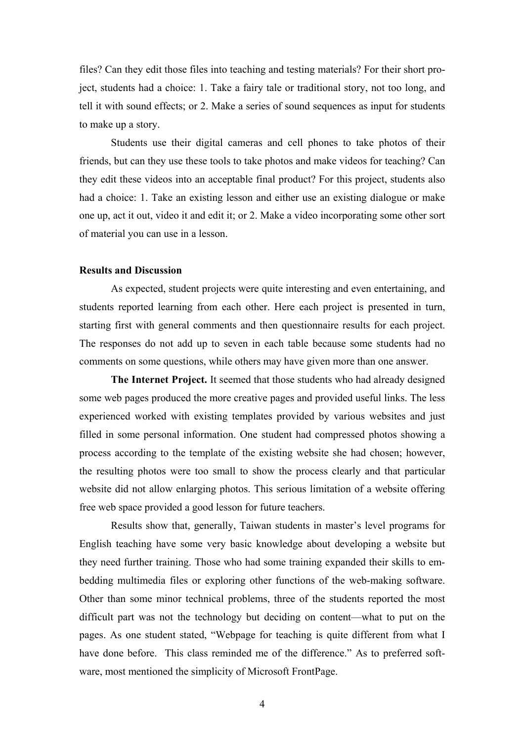files? Can they edit those files into teaching and testing materials? For their short project, students had a choice: 1. Take a fairy tale or traditional story, not too long, and tell it with sound effects; or 2. Make a series of sound sequences as input for students to make up a story.

Students use their digital cameras and cell phones to take photos of their friends, but can they use these tools to take photos and make videos for teaching? Can they edit these videos into an acceptable final product? For this project, students also had a choice: 1. Take an existing lesson and either use an existing dialogue or make one up, act it out, video it and edit it; or 2. Make a video incorporating some other sort of material you can use in a lesson.

**Results and Discussion**

As expected, student projects were quite interesting and even entertaining, and students reported learning from each other. Here each project is presented in turn, starting first with general comments and then questionnaire results for each project. The responses do not add up to seven in each table because some students had no comments on some questions, while others may have given more than one answer.

**The Internet Project.** It seemed that those students who had already designed some web pages produced the more creative pages and provided useful links. The less experienced worked with existing templates provided by various websites and just filled in some personal information. One student had compressed photos showing a process according to the template of the existing website she had chosen; however, the resulting photos were too small to show the process clearly and that particular website did not allow enlarging photos. This serious limitation of a website offering free web space provided a good lesson for future teachers.

Results show that, generally, Taiwan students in master's level programs for English teaching have some very basic knowledge about developing a website but they need further training. Those who had some training expanded their skills to embedding multimedia files or exploring other functions of the web-making software. Other than some minor technical problems, three of the students reported the most difficult part was not the technology but deciding on content—what to put on the pages. As one student stated, "Webpage for teaching is quite different from what I have done before. This class reminded me of the difference." As to preferred software, most mentioned the simplicity of Microsoft FrontPage.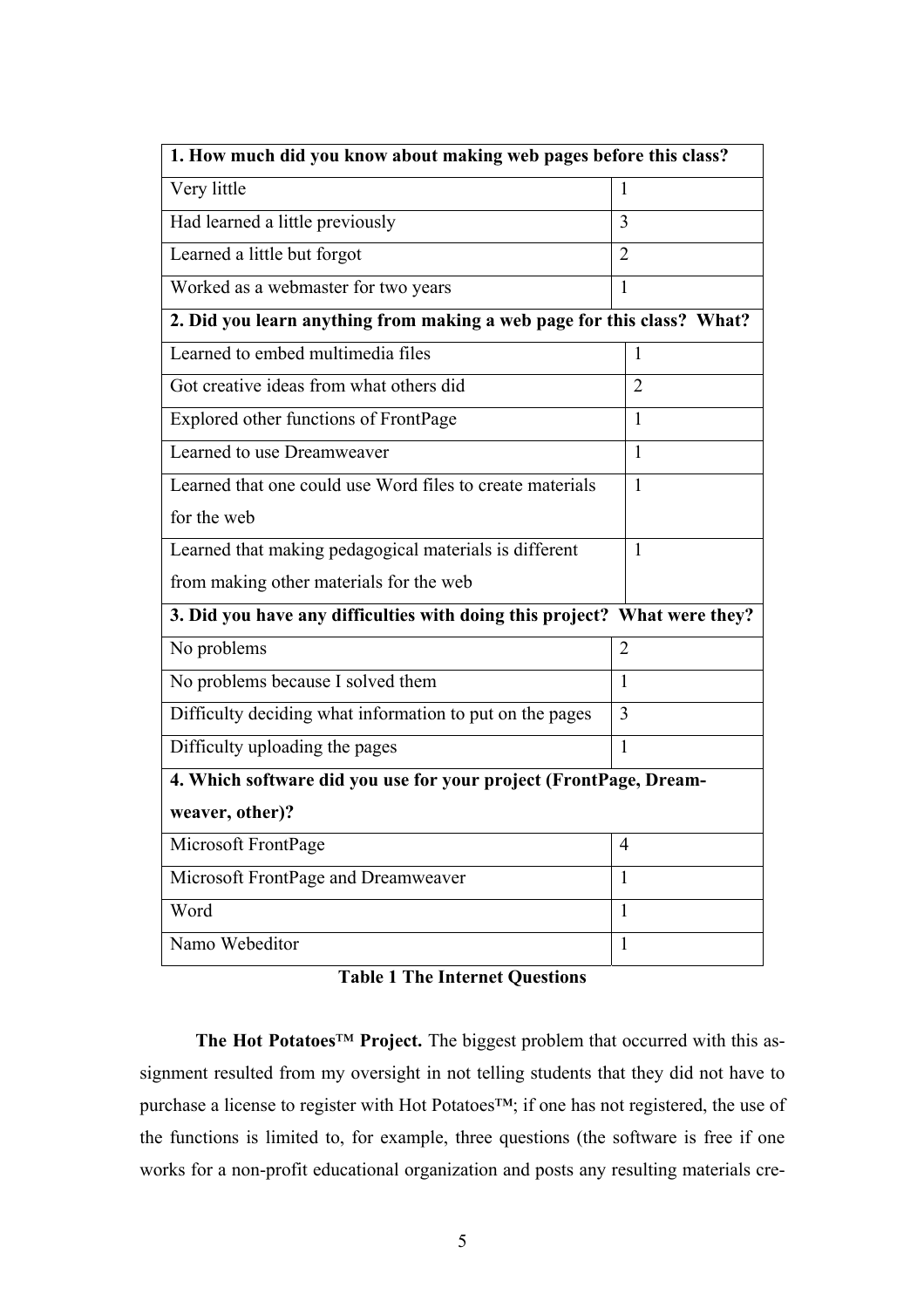| 1. How much did you know about making web pages before this class? | |
|---|---|
| Very little | 1 |
| Had learned a little previously | 3 |
| Learned a little but forgot | 2 |
| Worked as a webmaster for two years | 1 |
| **2. Did you learn anything from making a web page for this class? What?** | |
| Learned to embed multimedia files | 1 |
| Got creative ideas from what others did | 2 |
| Explored other functions of FrontPage | 1 |
| Learned to use Dreamweaver | 1 |
| Learned that one could use Word files to create materials for the web | 1 |
| Learned that making pedagogical materials is different from making other materials for the web | 1 |
| **3. Did you have any difficulties with doing this project? What were they?** | |
| No problems | 2 |
| No problems because I solved them | 1 |
| Difficulty deciding what information to put on the pages | 3 |
| Difficulty uploading the pages | 1 |
| **4. Which software did you use for your project (FrontPage, Dreamweaver, other)?** | |
| Microsoft FrontPage | 4 |
| Microsoft FrontPage and Dreamweaver | 1 |
| Word | 1 |
| Namo Webeditor | 1 |

**Table 1 The Internet Questions**

**The Hot Potatoes™ Project.** The biggest problem that occurred with this assignment resulted from my oversight in not telling students that they did not have to purchase a license to register with Hot Potatoes™; if one has not registered, the use of the functions is limited to, for example, three questions (the software is free if one works for a non-profit educational organization and posts any resulting materials cre-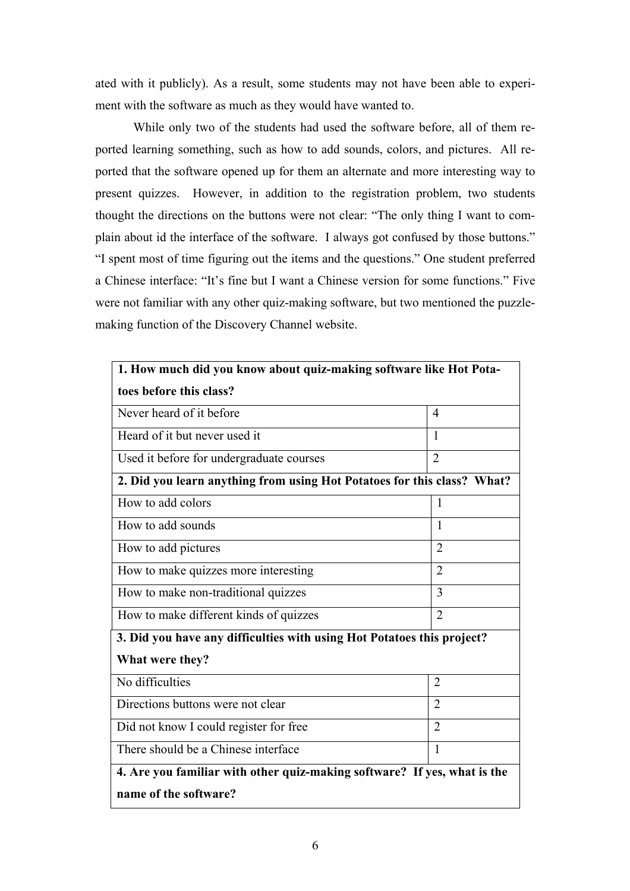ated with it publicly). As a result, some students may not have been able to experiment with the software as much as they would have wanted to.

While only two of the students had used the software before, all of them reported learning something, such as how to add sounds, colors, and pictures. All reported that the software opened up for them an alternate and more interesting way to present quizzes. However, in addition to the registration problem, two students thought the directions on the buttons were not clear: "The only thing I want to complain about id the interface of the software. I always got confused by those buttons." "I spent most of time figuring out the items and the questions." One student preferred a Chinese interface: "It's fine but I want a Chinese version for some functions." Five were not familiar with any other quiz-making software, but two mentioned the puzzle-making function of the Discovery Channel website.

| **1. How much did you know about quiz-making software like Hot Potatoes before this class?** | |
|---|---|
| Never heard of it before | 4 |
| Heard of it but never used it | 1 |
| Used it before for undergraduate courses | 2 |
| **2. Did you learn anything from using Hot Potatoes for this class? What?** | |
| How to add colors | 1 |
| How to add sounds | 1 |
| How to add pictures | 2 |
| How to make quizzes more interesting | 2 |
| How to make non-traditional quizzes | 3 |
| How to make different kinds of quizzes | 2 |
| **3. Did you have any difficulties with using Hot Potatoes this project? What were they?** | |
| No difficulties | 2 |
| Directions buttons were not clear | 2 |
| Did not know I could register for free | 2 |
| There should be a Chinese interface | 1 |
| **4. Are you familiar with other quiz-making software? If yes, what is the name of the software?** | |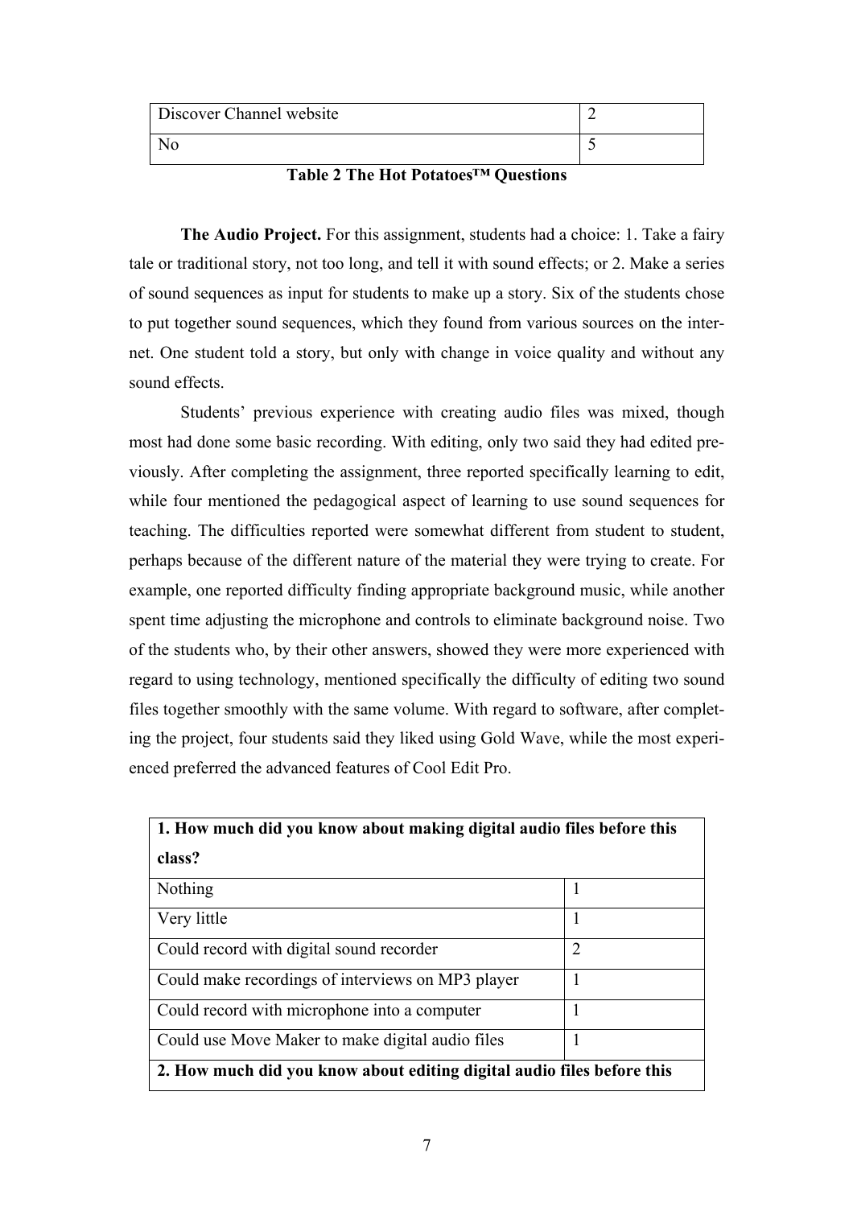| | |
|---|---|
| Discover Channel website | 2 |
| No | 5 |

**Table 2 The Hot Potatoes™ Questions**

**The Audio Project.** For this assignment, students had a choice: 1. Take a fairy tale or traditional story, not too long, and tell it with sound effects; or 2. Make a series of sound sequences as input for students to make up a story. Six of the students chose to put together sound sequences, which they found from various sources on the internet. One student told a story, but only with change in voice quality and without any sound effects.

Students' previous experience with creating audio files was mixed, though most had done some basic recording. With editing, only two said they had edited previously. After completing the assignment, three reported specifically learning to edit, while four mentioned the pedagogical aspect of learning to use sound sequences for teaching. The difficulties reported were somewhat different from student to student, perhaps because of the different nature of the material they were trying to create. For example, one reported difficulty finding appropriate background music, while another spent time adjusting the microphone and controls to eliminate background noise. Two of the students who, by their other answers, showed they were more experienced with regard to using technology, mentioned specifically the difficulty of editing two sound files together smoothly with the same volume. With regard to software, after completing the project, four students said they liked using Gold Wave, while the most experienced preferred the advanced features of Cool Edit Pro.

| **1. How much did you know about making digital audio files before this class?** | |
|---|---|
| Nothing | 1 |
| Very little | 1 |
| Could record with digital sound recorder | 2 |
| Could make recordings of interviews on MP3 player | 1 |
| Could record with microphone into a computer | 1 |
| Could use Move Maker to make digital audio files | 1 |
| **2. How much did you know about editing digital audio files before this** | |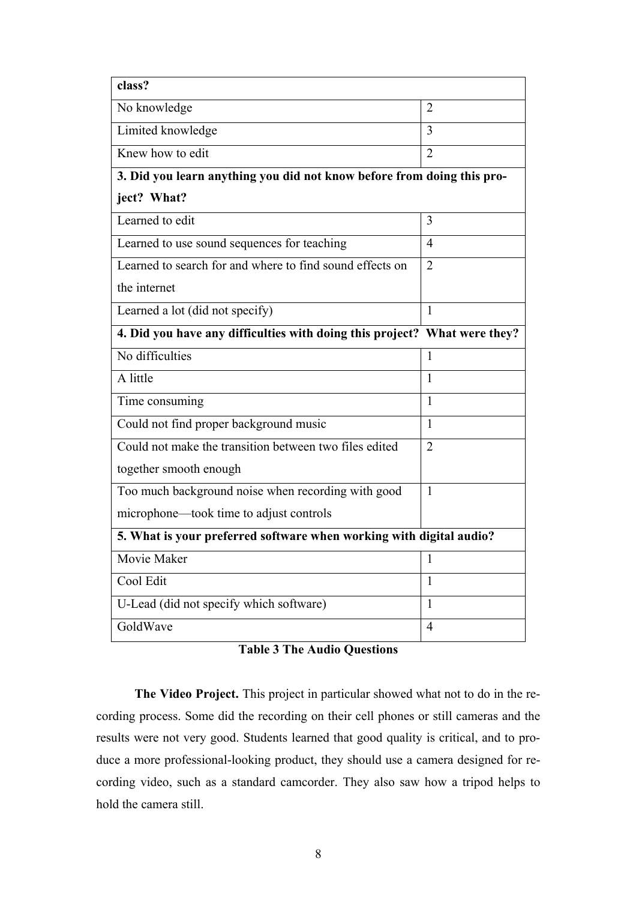| class? | |
|---|---|
| No knowledge | 2 |
| Limited knowledge | 3 |
| Knew how to edit | 2 |
| **3. Did you learn anything you did not know before from doing this project? What?** | |
| Learned to edit | 3 |
| Learned to use sound sequences for teaching | 4 |
| Learned to search for and where to find sound effects on the internet | 2 |
| Learned a lot (did not specify) | 1 |
| **4. Did you have any difficulties with doing this project? What were they?** | |
| No difficulties | 1 |
| A little | 1 |
| Time consuming | 1 |
| Could not find proper background music | 1 |
| Could not make the transition between two files edited together smooth enough | 2 |
| Too much background noise when recording with good microphone—took time to adjust controls | 1 |
| **5. What is your preferred software when working with digital audio?** | |
| Movie Maker | 1 |
| Cool Edit | 1 |
| U-Lead (did not specify which software) | 1 |
| GoldWave | 4 |

**Table 3 The Audio Questions**

**The Video Project.** This project in particular showed what not to do in the recording process. Some did the recording on their cell phones or still cameras and the results were not very good. Students learned that good quality is critical, and to produce a more professional-looking product, they should use a camera designed for recording video, such as a standard camcorder. They also saw how a tripod helps to hold the camera still.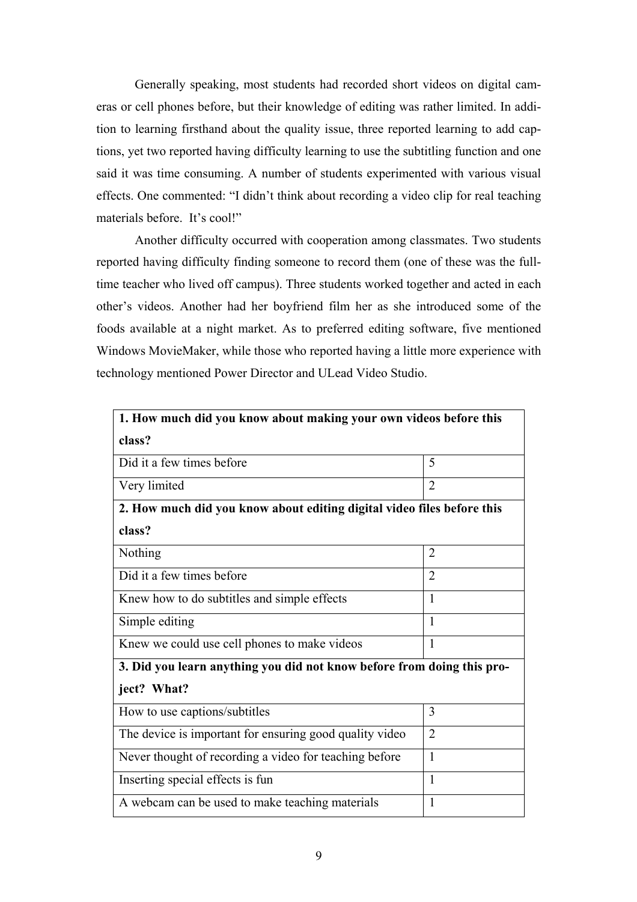Generally speaking, most students had recorded short videos on digital cameras or cell phones before, but their knowledge of editing was rather limited. In addition to learning firsthand about the quality issue, three reported learning to add captions, yet two reported having difficulty learning to use the subtitling function and one said it was time consuming. A number of students experimented with various visual effects. One commented: "I didn't think about recording a video clip for real teaching materials before. It's cool!"

Another difficulty occurred with cooperation among classmates. Two students reported having difficulty finding someone to record them (one of these was the full-time teacher who lived off campus). Three students worked together and acted in each other's videos. Another had her boyfriend film her as she introduced some of the foods available at a night market. As to preferred editing software, five mentioned Windows MovieMaker, while those who reported having a little more experience with technology mentioned Power Director and ULead Video Studio.

| **1. How much did you know about making your own videos before this class?** | |
|---|---|
| Did it a few times before | 5 |
| Very limited | 2 |
| **2. How much did you know about editing digital video files before this class?** | |
| Nothing | 2 |
| Did it a few times before | 2 |
| Knew how to do subtitles and simple effects | 1 |
| Simple editing | 1 |
| Knew we could use cell phones to make videos | 1 |
| **3. Did you learn anything you did not know before from doing this project? What?** | |
| How to use captions/subtitles | 3 |
| The device is important for ensuring good quality video | 2 |
| Never thought of recording a video for teaching before | 1 |
| Inserting special effects is fun | 1 |
| A webcam can be used to make teaching materials | 1 |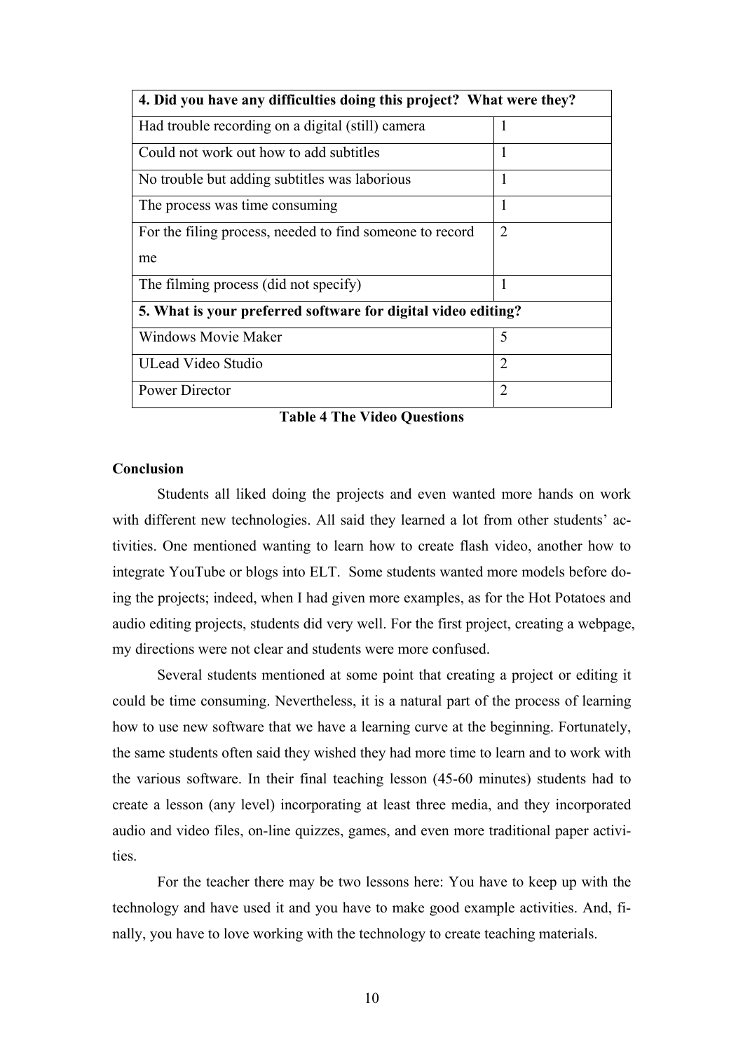| 4. Did you have any difficulties doing this project? What were they? | |
|---|---|
| Had trouble recording on a digital (still) camera | 1 |
| Could not work out how to add subtitles | 1 |
| No trouble but adding subtitles was laborious | 1 |
| The process was time consuming | 1 |
| For the filing process, needed to find someone to record me | 2 |
| The filming process (did not specify) | 1 |
| **5. What is your preferred software for digital video editing?** | |
| Windows Movie Maker | 5 |
| ULead Video Studio | 2 |
| Power Director | 2 |

**Table 4 The Video Questions**

## Conclusion

Students all liked doing the projects and even wanted more hands on work with different new technologies. All said they learned a lot from other students' activities. One mentioned wanting to learn how to create flash video, another how to integrate YouTube or blogs into ELT. Some students wanted more models before doing the projects; indeed, when I had given more examples, as for the Hot Potatoes and audio editing projects, students did very well. For the first project, creating a webpage, my directions were not clear and students were more confused.

Several students mentioned at some point that creating a project or editing it could be time consuming. Nevertheless, it is a natural part of the process of learning how to use new software that we have a learning curve at the beginning. Fortunately, the same students often said they wished they had more time to learn and to work with the various software. In their final teaching lesson (45-60 minutes) students had to create a lesson (any level) incorporating at least three media, and they incorporated audio and video files, on-line quizzes, games, and even more traditional paper activities.

For the teacher there may be two lessons here: You have to keep up with the technology and have used it and you have to make good example activities. And, finally, you have to love working with the technology to create teaching materials.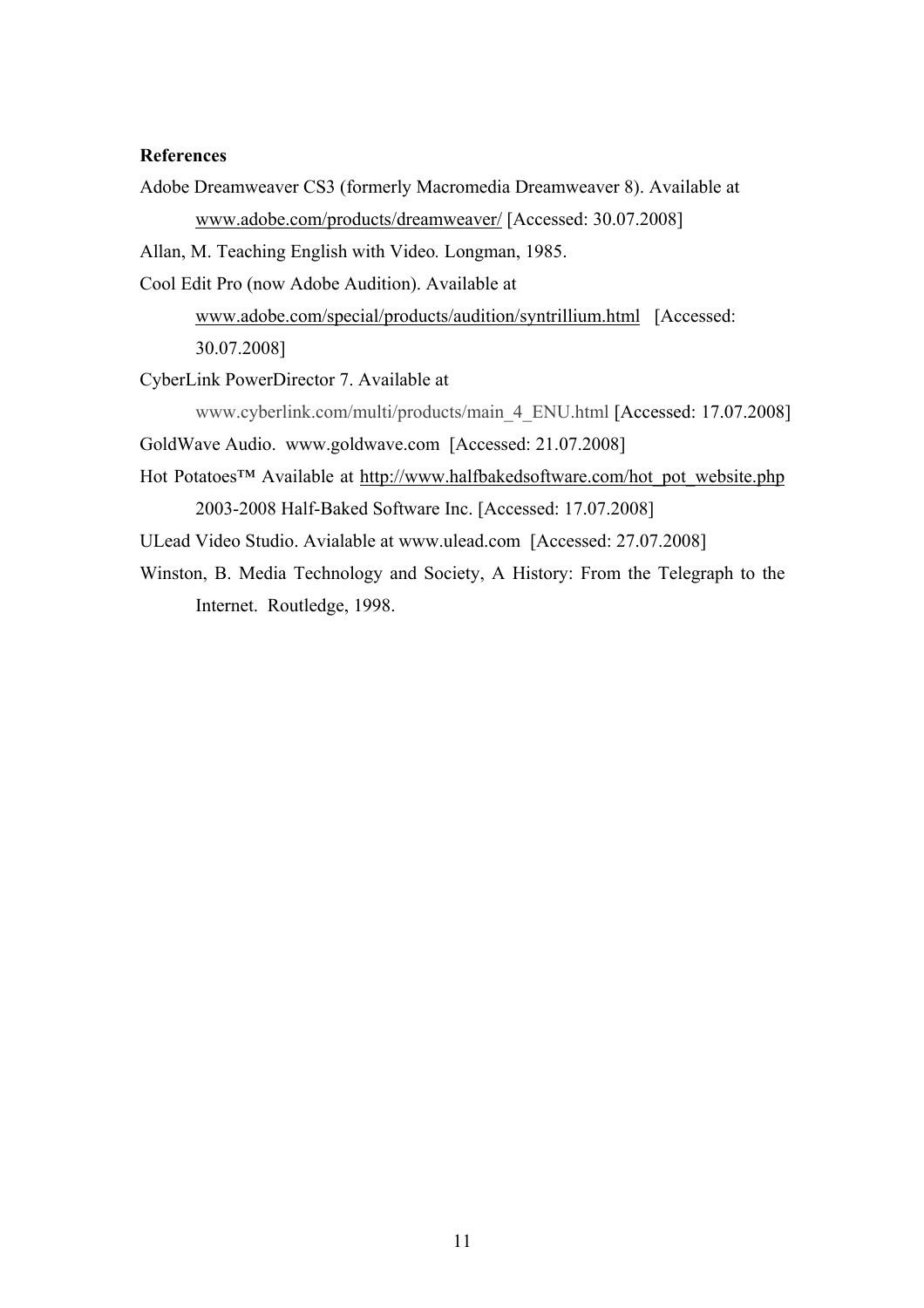**References**

Adobe Dreamweaver CS3 (formerly Macromedia Dreamweaver 8). Available at www.adobe.com/products/dreamweaver/ [Accessed: 30.07.2008]

Allan, M. Teaching English with Video. Longman, 1985.

Cool Edit Pro (now Adobe Audition). Available at www.adobe.com/special/products/audition/syntrillium.html [Accessed: 30.07.2008]

CyberLink PowerDirector 7. Available at www.cyberlink.com/multi/products/main_4_ENU.html [Accessed: 17.07.2008]

GoldWave Audio. www.goldwave.com [Accessed: 21.07.2008]

Hot Potatoes™ Available at http://www.halfbakedsoftware.com/hot_pot_website.php 2003-2008 Half-Baked Software Inc. [Accessed: 17.07.2008]

ULead Video Studio. Avialable at www.ulead.com [Accessed: 27.07.2008]

Winston, B. Media Technology and Society, A History: From the Telegraph to the Internet. Routledge, 1998.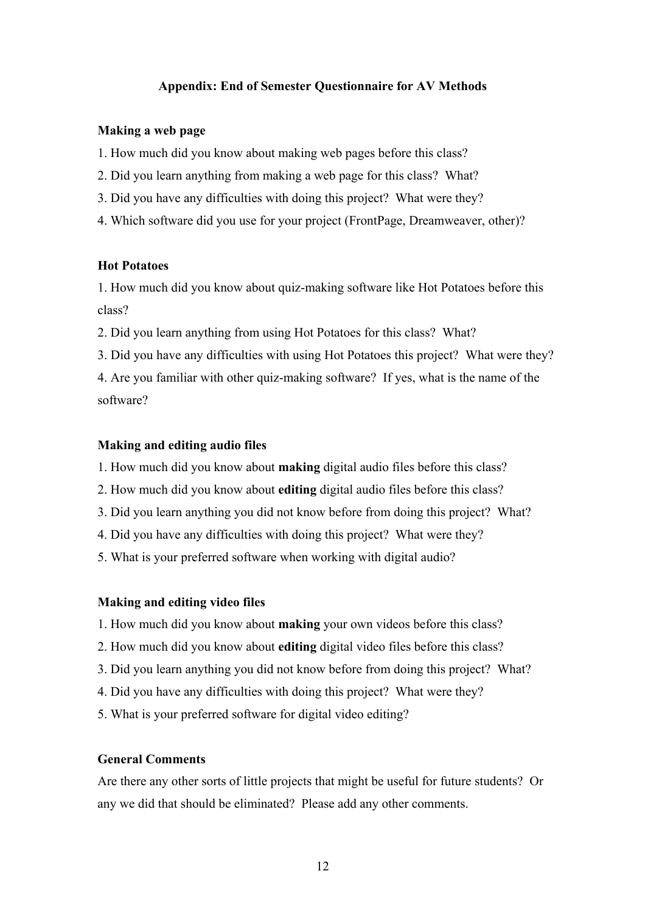## Appendix: End of Semester Questionnaire for AV Methods

**Making a web page**

1. How much did you know about making web pages before this class?
2. Did you learn anything from making a web page for this class? What?
3. Did you have any difficulties with doing this project? What were they?
4. Which software did you use for your project (FrontPage, Dreamweaver, other)?

**Hot Potatoes**

1. How much did you know about quiz-making software like Hot Potatoes before this class?
2. Did you learn anything from using Hot Potatoes for this class? What?
3. Did you have any difficulties with using Hot Potatoes this project? What were they?
4. Are you familiar with other quiz-making software? If yes, what is the name of the software?

**Making and editing audio files**

1. How much did you know about **making** digital audio files before this class?
2. How much did you know about **editing** digital audio files before this class?
3. Did you learn anything you did not know before from doing this project? What?
4. Did you have any difficulties with doing this project? What were they?
5. What is your preferred software when working with digital audio?

**Making and editing video files**

1. How much did you know about **making** your own videos before this class?
2. How much did you know about **editing** digital video files before this class?
3. Did you learn anything you did not know before from doing this project? What?
4. Did you have any difficulties with doing this project? What were they?
5. What is your preferred software for digital video editing?

**General Comments**

Are there any other sorts of little projects that might be useful for future students? Or any we did that should be eliminated? Please add any other comments.